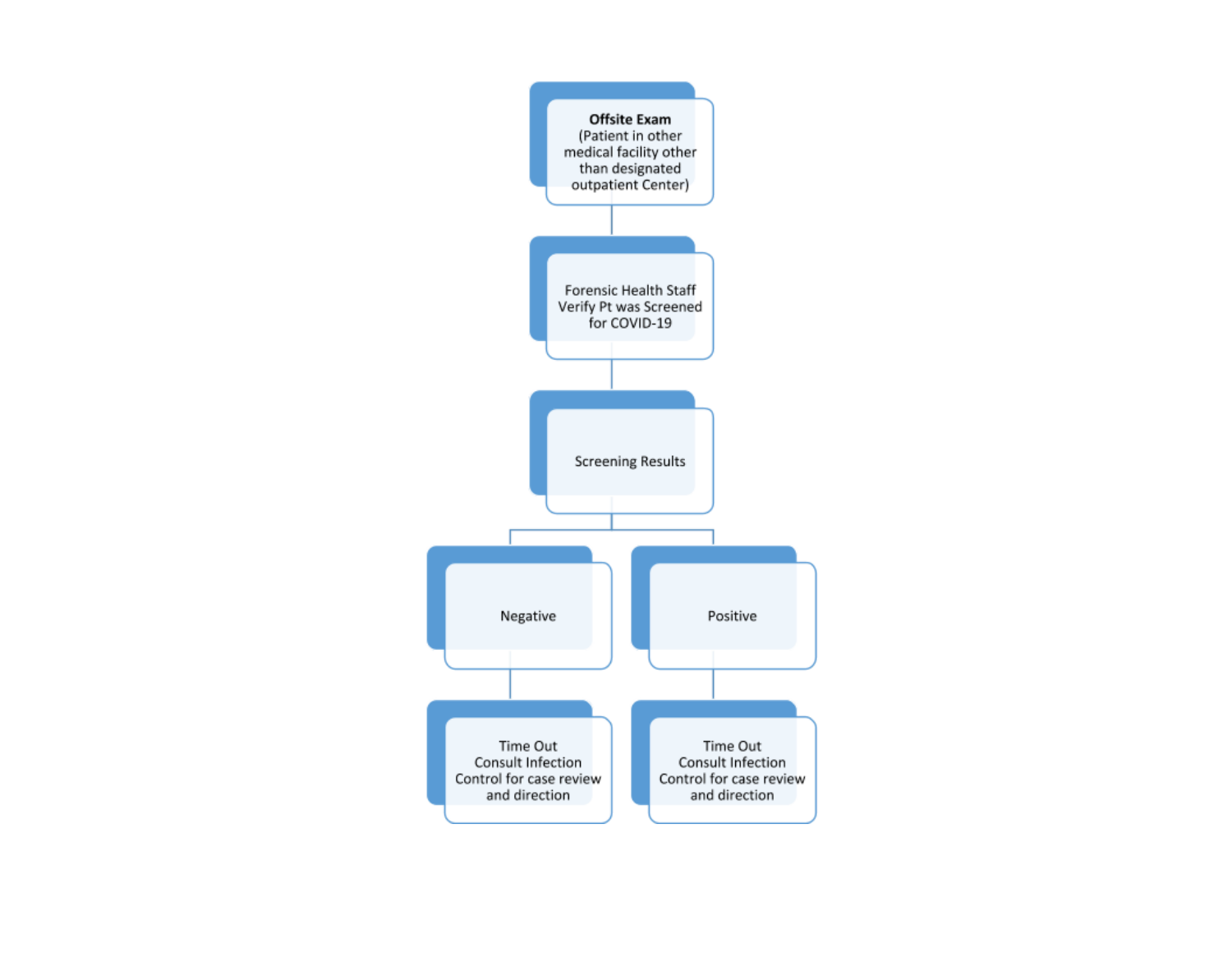**Offsite Exam**
(Patient in other medical facility other than designated outpatient Center)

Forensic Health Staff Verify Pt was Screened for COVID-19

Screening Results

- Negative
  - Time Out Consult Infection Control for case review and direction
- Positive
  - Time Out Consult Infection Control for case review and direction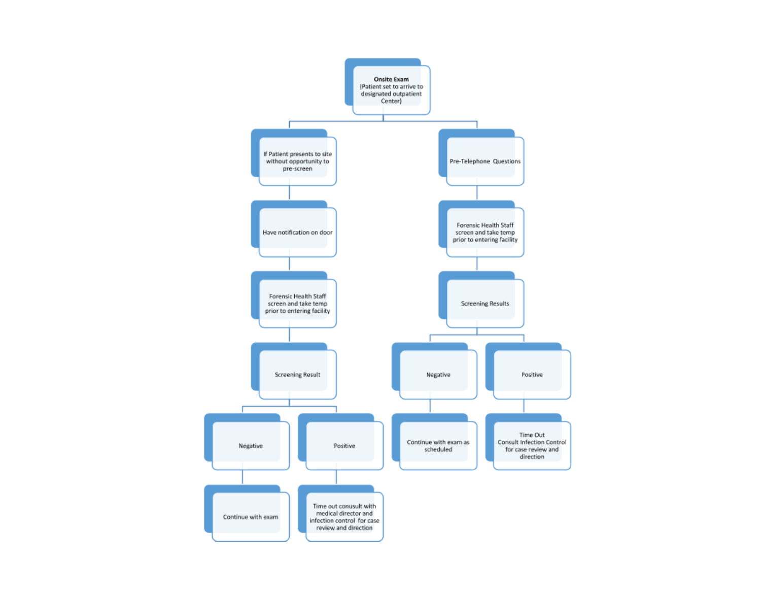**Onsite Exam**
(Patient set to arrive to designated outpatient Center)

- If Patient presents to site without opportunity to pre-screen
  - Have notification on door
    - Forensic Health Staff screen and take temp prior to entering facility
      - Screening Result
        - Negative
          - Continue with exam
        - Positive
          - Time out conusult with medical director and infection control for case review and direction
- Pre-Telephone Questions
  - Forensic Health Staff screen and take temp prior to entering facility
    - Screening Results
      - Negative
        - Continue with exam as scheduled
      - Positive
        - Time Out Consult Infection Control for case review and direction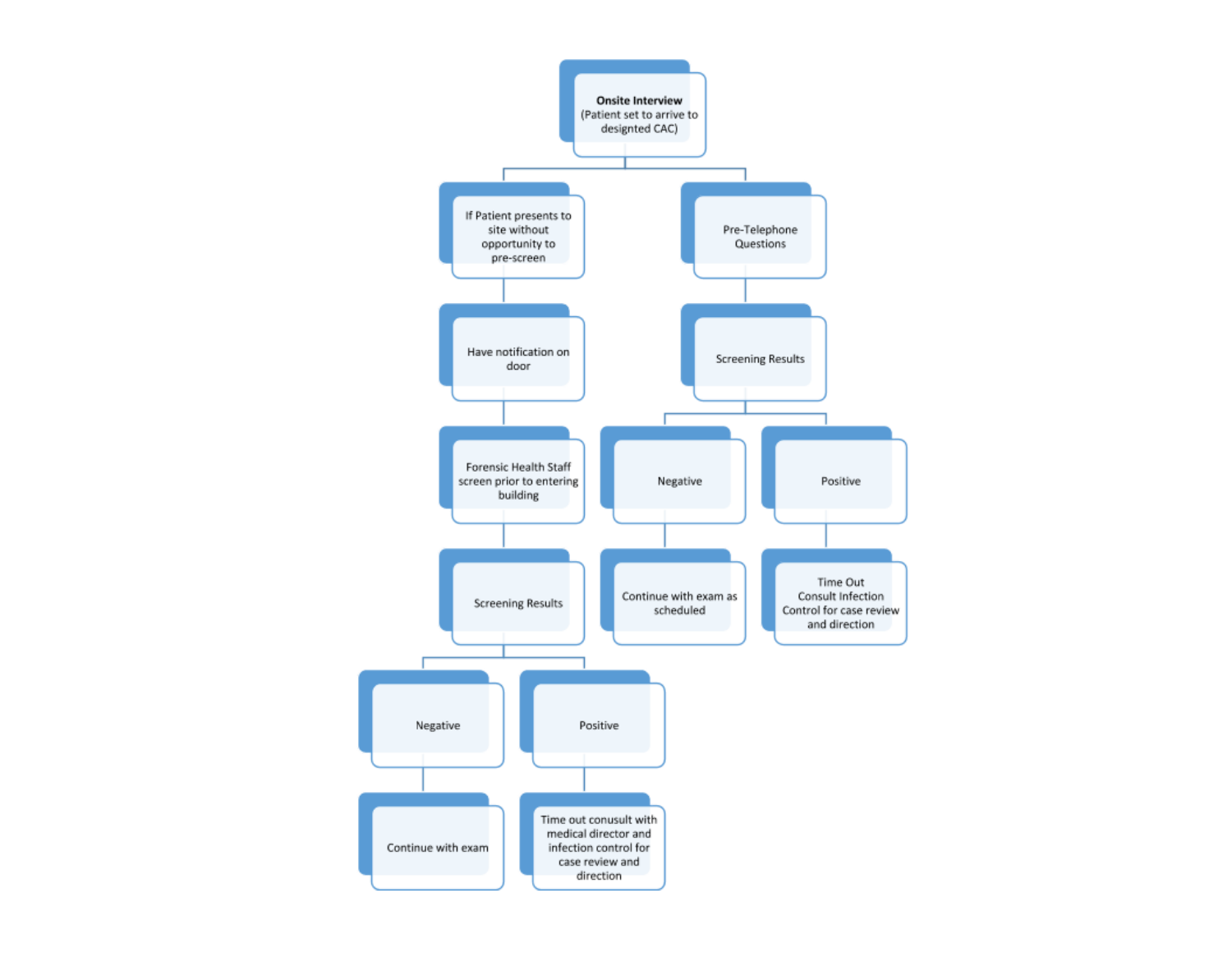**Onsite Interview**
(Patient set to arrive to designted CAC)

- If Patient presents to site without opportunity to pre-screen
  - Have notification on door
    - Forensic Health Staff screen prior to entering building
      - Screening Results
        - Negative
          - Continue with exam
        - Positive
          - Time out conusult with medical director and infection control for case review and direction
- Pre-Telephone Questions
  - Screening Results
    - Negative
      - Continue with exam as scheduled
    - Positive
      - Time Out Consult Infection Control for case review and direction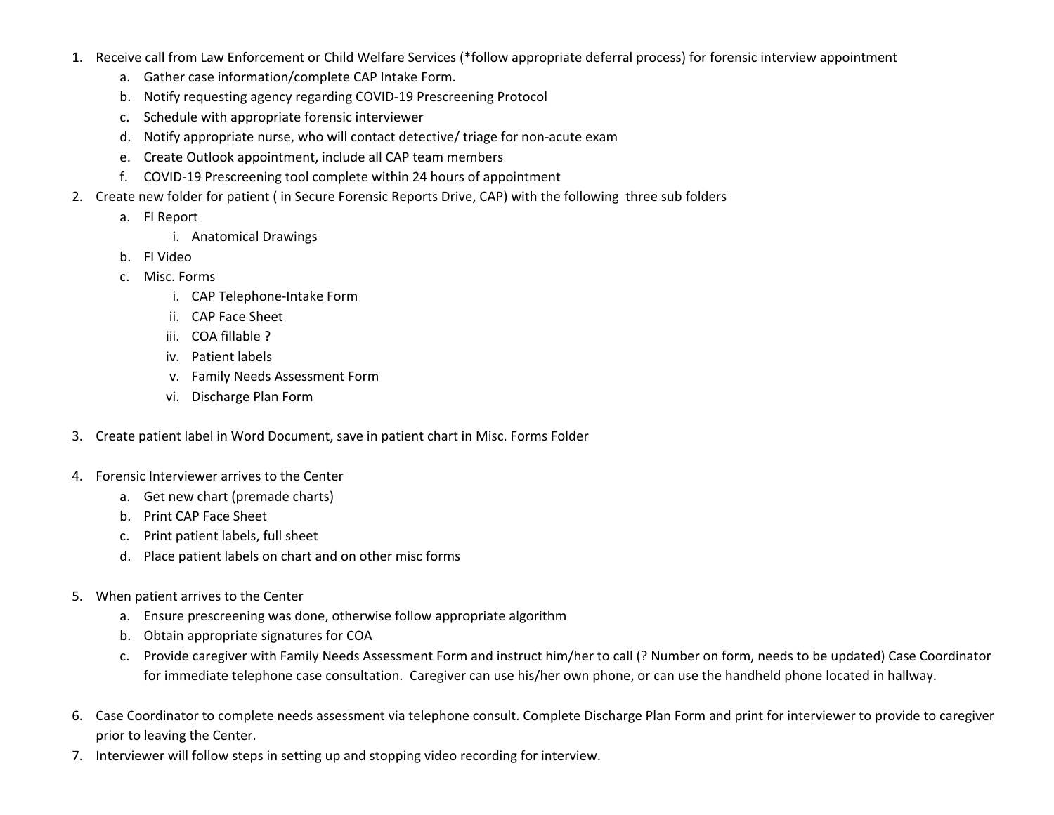1. Receive call from Law Enforcement or Child Welfare Services (*follow appropriate deferral process) for forensic interview appointment
    a. Gather case information/complete CAP Intake Form.
    b. Notify requesting agency regarding COVID-19 Prescreening Protocol
    c. Schedule with appropriate forensic interviewer
    d. Notify appropriate nurse, who will contact detective/ triage for non-acute exam
    e. Create Outlook appointment, include all CAP team members
    f. COVID-19 Prescreening tool complete within 24 hours of appointment
2. Create new folder for patient ( in Secure Forensic Reports Drive, CAP) with the following three sub folders
    a. FI Report
        i. Anatomical Drawings
    b. FI Video
    c. Misc. Forms
        i. CAP Telephone-Intake Form
        ii. CAP Face Sheet
        iii. COA fillable ?
        iv. Patient labels
        v. Family Needs Assessment Form
        vi. Discharge Plan Form
3. Create patient label in Word Document, save in patient chart in Misc. Forms Folder
4. Forensic Interviewer arrives to the Center
    a. Get new chart (premade charts)
    b. Print CAP Face Sheet
    c. Print patient labels, full sheet
    d. Place patient labels on chart and on other misc forms
5. When patient arrives to the Center
    a. Ensure prescreening was done, otherwise follow appropriate algorithm
    b. Obtain appropriate signatures for COA
    c. Provide caregiver with Family Needs Assessment Form and instruct him/her to call (? Number on form, needs to be updated) Case Coordinator for immediate telephone case consultation. Caregiver can use his/her own phone, or can use the handheld phone located in hallway.
6. Case Coordinator to complete needs assessment via telephone consult. Complete Discharge Plan Form and print for interviewer to provide to caregiver prior to leaving the Center.
7. Interviewer will follow steps in setting up and stopping video recording for interview.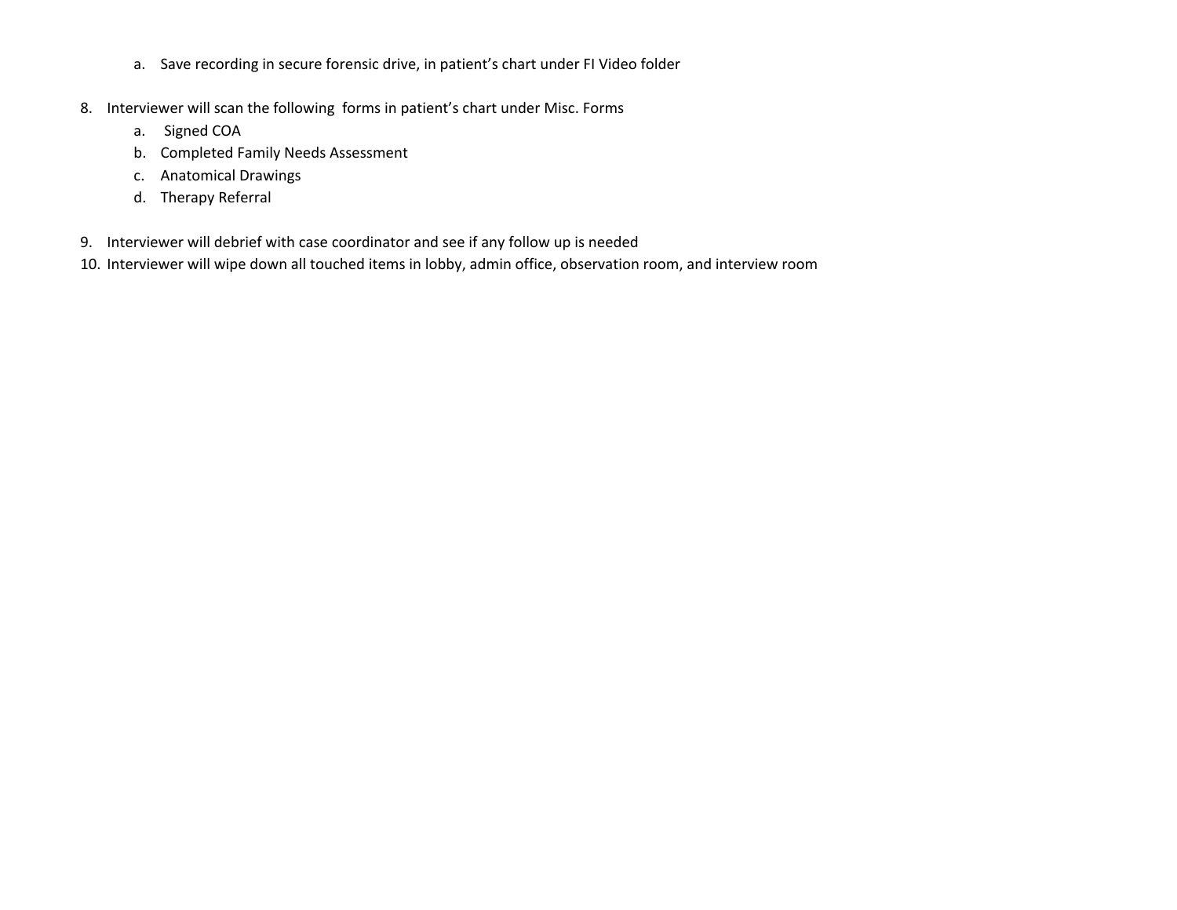a. Save recording in secure forensic drive, in patient's chart under FI Video folder

8. Interviewer will scan the following forms in patient's chart under Misc. Forms
   a. Signed COA
   b. Completed Family Needs Assessment
   c. Anatomical Drawings
   d. Therapy Referral

9. Interviewer will debrief with case coordinator and see if any follow up is needed
10. Interviewer will wipe down all touched items in lobby, admin office, observation room, and interview room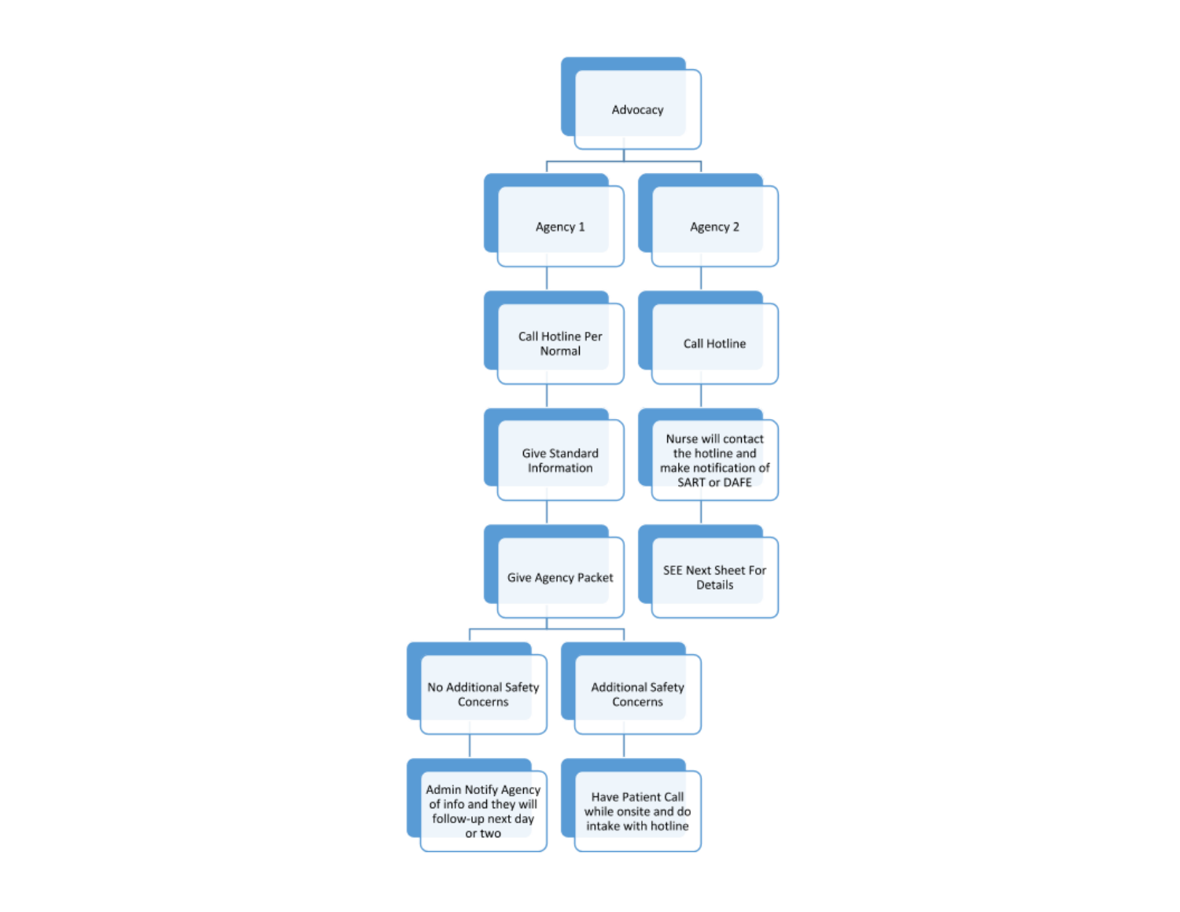- Advocacy
  - Agency 1
    - Call Hotline Per Normal
      - Give Standard Information
        - Give Agency Packet
          - No Additional Safety Concerns
            - Admin Notify Agency of info and they will follow-up next day or two
          - Additional Safety Concerns
            - Have Patient Call while onsite and do intake with hotline
  - Agency 2
    - Call Hotline
      - Nurse will contact the hotline and make notification of SART or DAFE
        - SEE Next Sheet For Details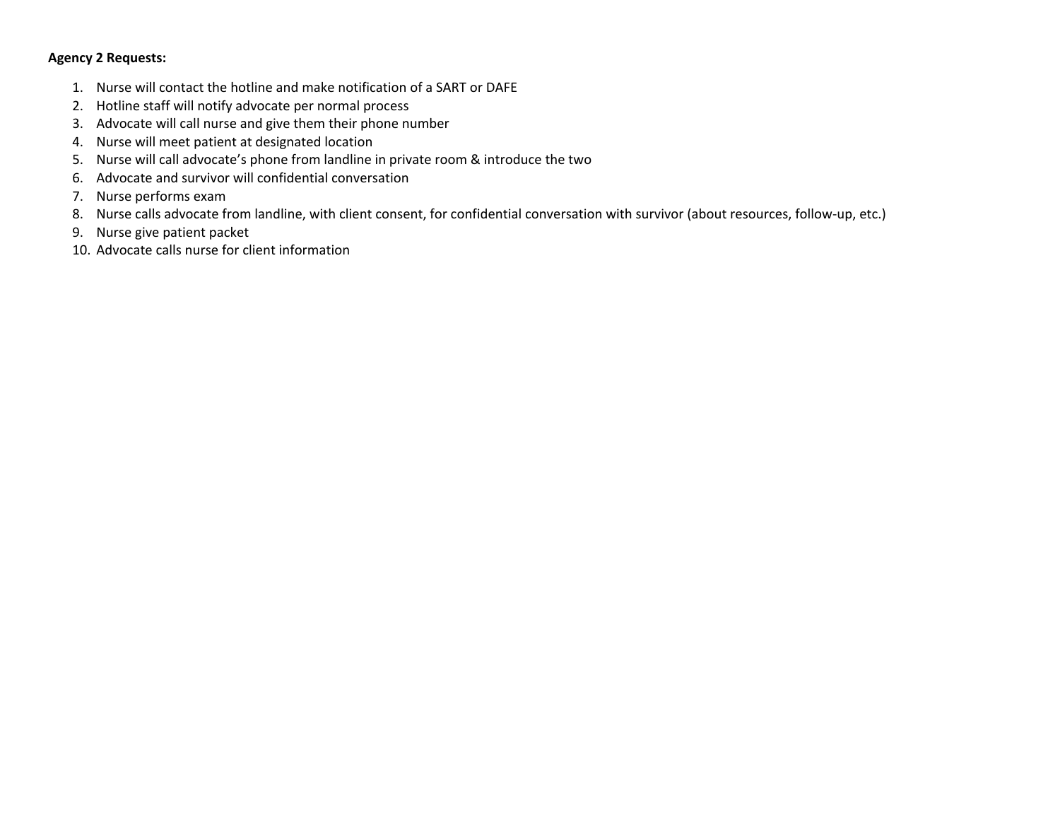**Agency 2 Requests:**

1. Nurse will contact the hotline and make notification of a SART or DAFE
2. Hotline staff will notify advocate per normal process
3. Advocate will call nurse and give them their phone number
4. Nurse will meet patient at designated location
5. Nurse will call advocate's phone from landline in private room & introduce the two
6. Advocate and survivor will confidential conversation
7. Nurse performs exam
8. Nurse calls advocate from landline, with client consent, for confidential conversation with survivor (about resources, follow-up, etc.)
9. Nurse give patient packet
10. Advocate calls nurse for client information